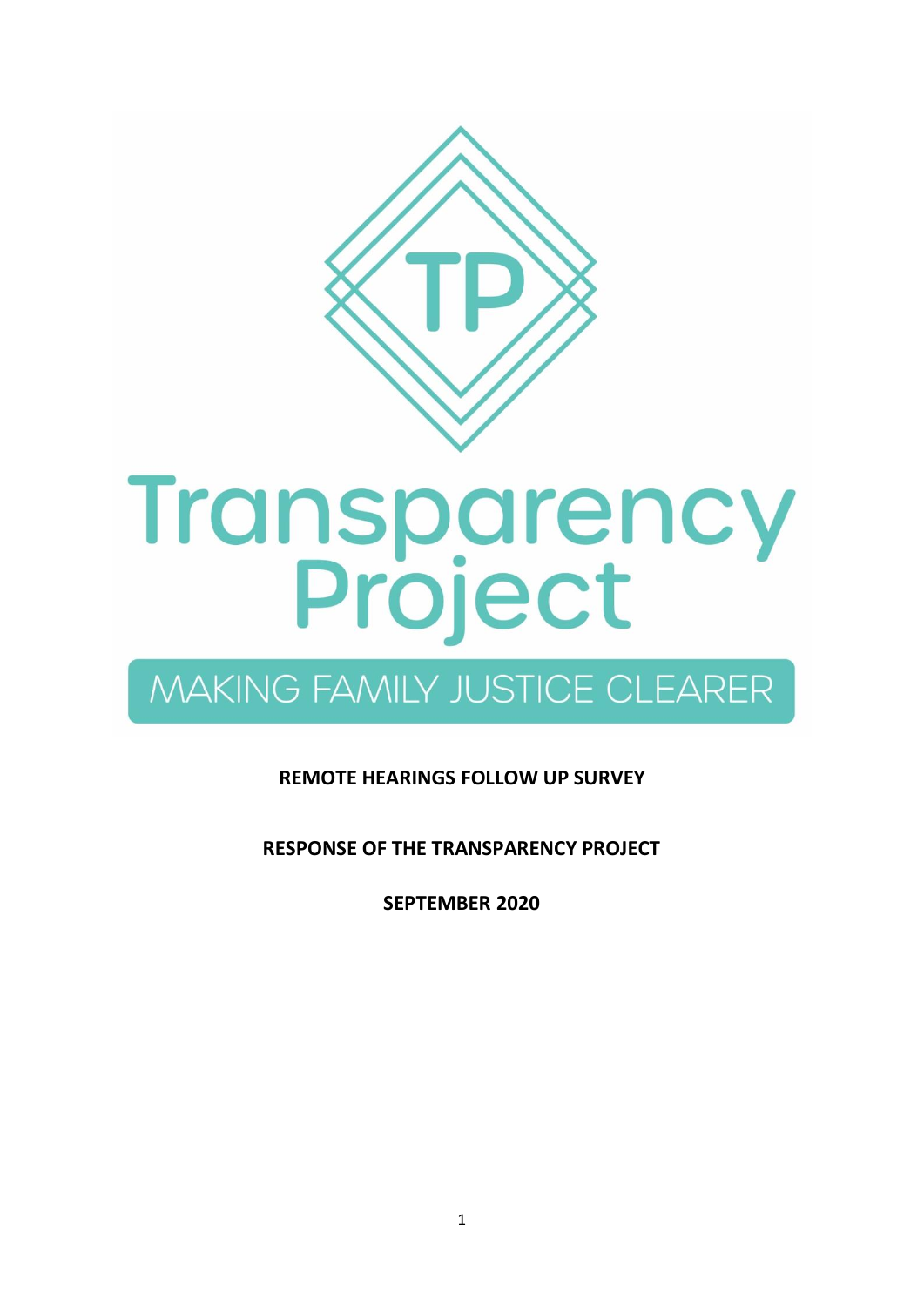# Transparency Project

MAKING FAMILY JUSTICE CLEARER

**REMOTE HEARINGS FOLLOW UP SURVEY**

**RESPONSE OF THE TRANSPARENCY PROJECT**

**SEPTEMBER 2020**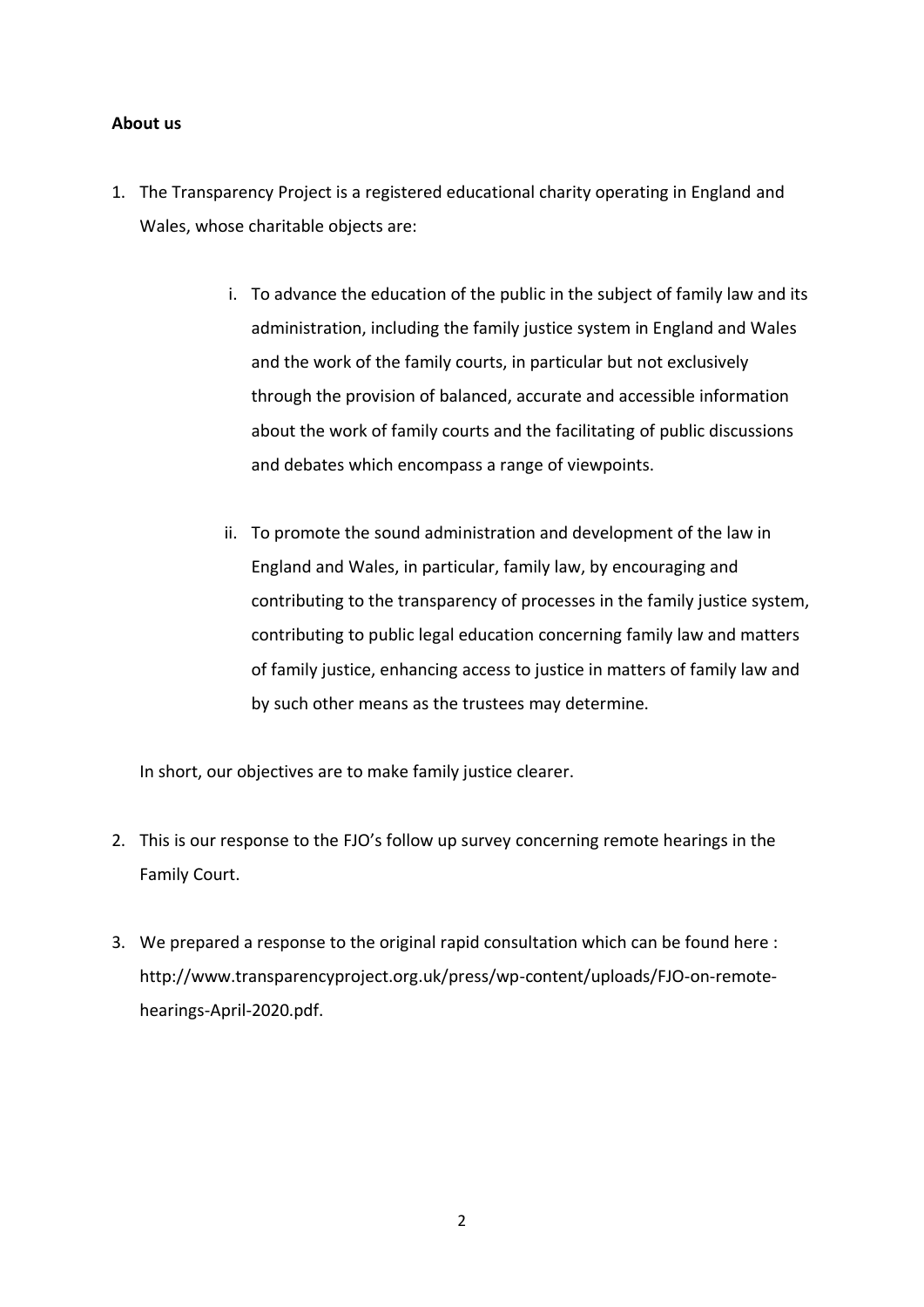**About us**

1. The Transparency Project is a registered educational charity operating in England and Wales, whose charitable objects are:

   i. To advance the education of the public in the subject of family law and its administration, including the family justice system in England and Wales and the work of the family courts, in particular but not exclusively through the provision of balanced, accurate and accessible information about the work of family courts and the facilitating of public discussions and debates which encompass a range of viewpoints.

   ii. To promote the sound administration and development of the law in England and Wales, in particular, family law, by encouraging and contributing to the transparency of processes in the family justice system, contributing to public legal education concerning family law and matters of family justice, enhancing access to justice in matters of family law and by such other means as the trustees may determine.

   In short, our objectives are to make family justice clearer.

2. This is our response to the FJO's follow up survey concerning remote hearings in the Family Court.

3. We prepared a response to the original rapid consultation which can be found here : http://www.transparencyproject.org.uk/press/wp-content/uploads/FJO-on-remote-hearings-April-2020.pdf.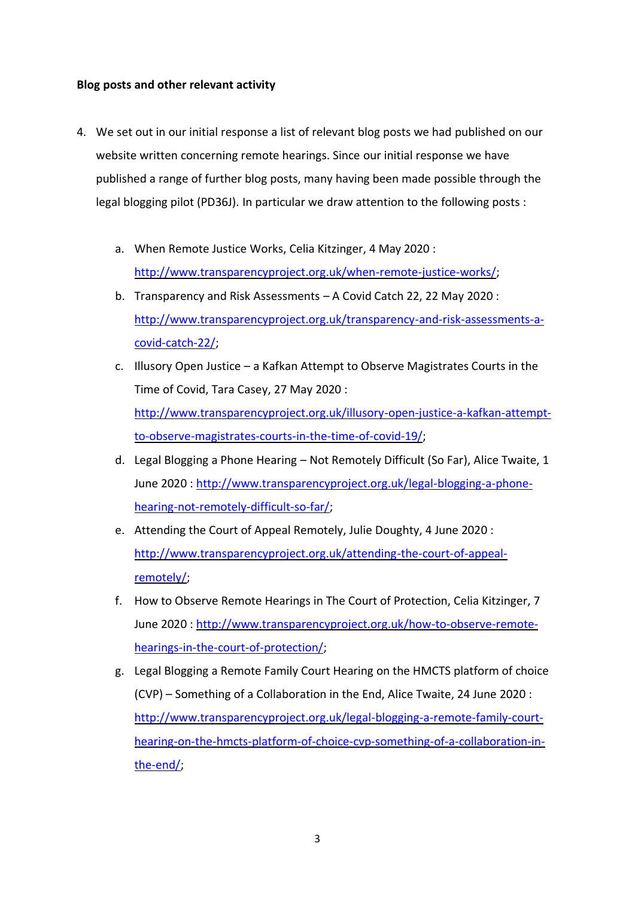**Blog posts and other relevant activity**

4. We set out in our initial response a list of relevant blog posts we had published on our website written concerning remote hearings. Since our initial response we have published a range of further blog posts, many having been made possible through the legal blogging pilot (PD36J). In particular we draw attention to the following posts :

    a. When Remote Justice Works, Celia Kitzinger, 4 May 2020 : http://www.transparencyproject.org.uk/when-remote-justice-works/;
    b. Transparency and Risk Assessments – A Covid Catch 22, 22 May 2020 : http://www.transparencyproject.org.uk/transparency-and-risk-assessments-a-covid-catch-22/;
    c. Illusory Open Justice – a Kafkan Attempt to Observe Magistrates Courts in the Time of Covid, Tara Casey, 27 May 2020 : http://www.transparencyproject.org.uk/illusory-open-justice-a-kafkan-attempt-to-observe-magistrates-courts-in-the-time-of-covid-19/;
    d. Legal Blogging a Phone Hearing – Not Remotely Difficult (So Far), Alice Twaite, 1 June 2020 : http://www.transparencyproject.org.uk/legal-blogging-a-phone-hearing-not-remotely-difficult-so-far/;
    e. Attending the Court of Appeal Remotely, Julie Doughty, 4 June 2020 : http://www.transparencyproject.org.uk/attending-the-court-of-appeal-remotely/;
    f. How to Observe Remote Hearings in The Court of Protection, Celia Kitzinger, 7 June 2020 : http://www.transparencyproject.org.uk/how-to-observe-remote-hearings-in-the-court-of-protection/;
    g. Legal Blogging a Remote Family Court Hearing on the HMCTS platform of choice (CVP) – Something of a Collaboration in the End, Alice Twaite, 24 June 2020 : http://www.transparencyproject.org.uk/legal-blogging-a-remote-family-court-hearing-on-the-hmcts-platform-of-choice-cvp-something-of-a-collaboration-in-the-end/;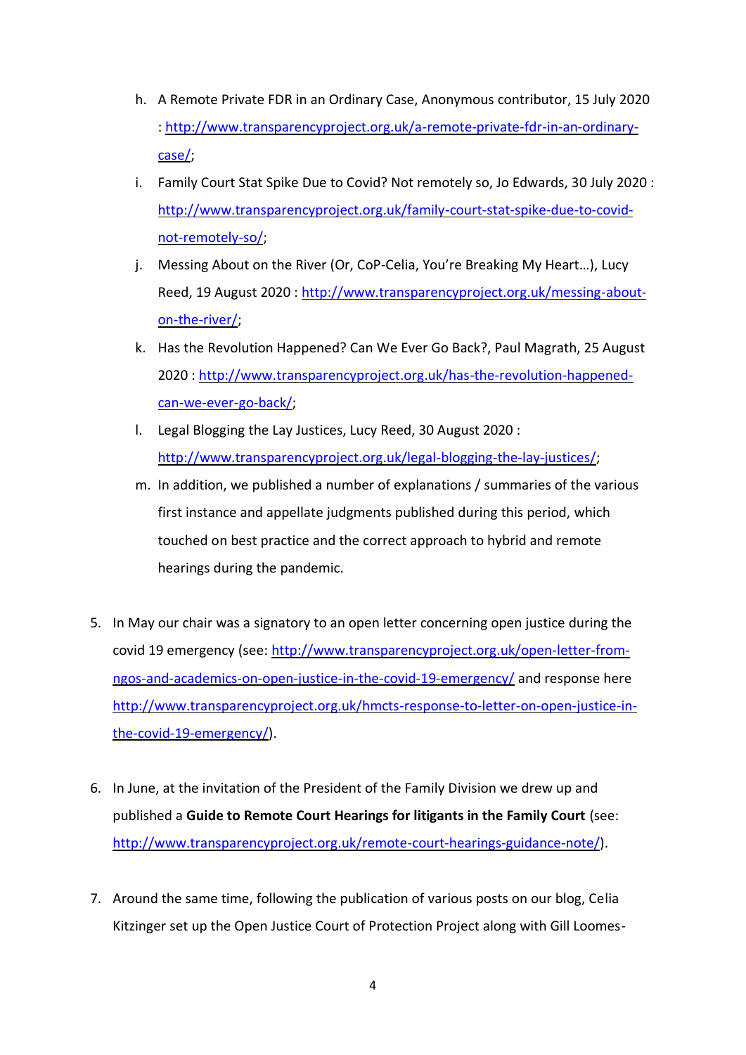h. A Remote Private FDR in an Ordinary Case, Anonymous contributor, 15 July 2020 : http://www.transparencyproject.org.uk/a-remote-private-fdr-in-an-ordinary-case/;

i. Family Court Stat Spike Due to Covid? Not remotely so, Jo Edwards, 30 July 2020 : http://www.transparencyproject.org.uk/family-court-stat-spike-due-to-covid-not-remotely-so/;

j. Messing About on the River (Or, CoP-Celia, You're Breaking My Heart…), Lucy Reed, 19 August 2020 : http://www.transparencyproject.org.uk/messing-about-on-the-river/;

k. Has the Revolution Happened? Can We Ever Go Back?, Paul Magrath, 25 August 2020 : http://www.transparencyproject.org.uk/has-the-revolution-happened-can-we-ever-go-back/;

l. Legal Blogging the Lay Justices, Lucy Reed, 30 August 2020 : http://www.transparencyproject.org.uk/legal-blogging-the-lay-justices/;

m. In addition, we published a number of explanations / summaries of the various first instance and appellate judgments published during this period, which touched on best practice and the correct approach to hybrid and remote hearings during the pandemic.

5. In May our chair was a signatory to an open letter concerning open justice during the covid 19 emergency (see: http://www.transparencyproject.org.uk/open-letter-from-ngos-and-academics-on-open-justice-in-the-covid-19-emergency/ and response here http://www.transparencyproject.org.uk/hmcts-response-to-letter-on-open-justice-in-the-covid-19-emergency/).

6. In June, at the invitation of the President of the Family Division we drew up and published a **Guide to Remote Court Hearings for litigants in the Family Court** (see: http://www.transparencyproject.org.uk/remote-court-hearings-guidance-note/).

7. Around the same time, following the publication of various posts on our blog, Celia Kitzinger set up the Open Justice Court of Protection Project along with Gill Loomes-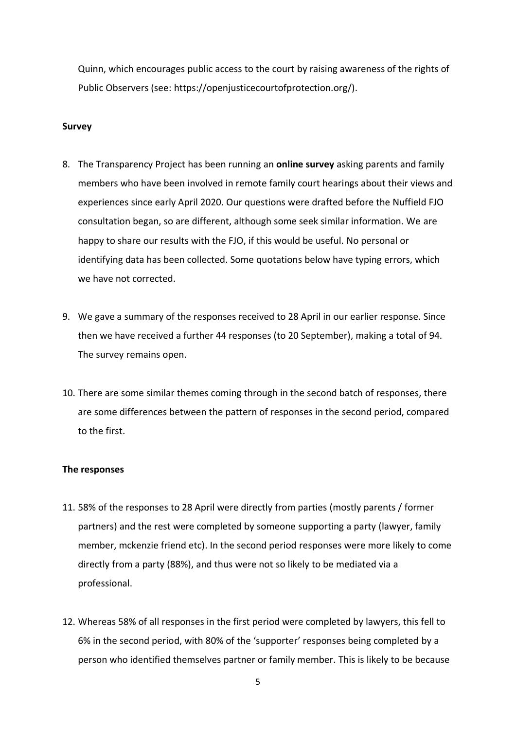Quinn, which encourages public access to the court by raising awareness of the rights of Public Observers (see: https://openjusticecourtofprotection.org/).

**Survey**

8. The Transparency Project has been running an **online survey** asking parents and family members who have been involved in remote family court hearings about their views and experiences since early April 2020. Our questions were drafted before the Nuffield FJO consultation began, so are different, although some seek similar information. We are happy to share our results with the FJO, if this would be useful. No personal or identifying data has been collected. Some quotations below have typing errors, which we have not corrected.

9. We gave a summary of the responses received to 28 April in our earlier response. Since then we have received a further 44 responses (to 20 September), making a total of 94. The survey remains open.

10. There are some similar themes coming through in the second batch of responses, there are some differences between the pattern of responses in the second period, compared to the first.

**The responses**

11. 58% of the responses to 28 April were directly from parties (mostly parents / former partners) and the rest were completed by someone supporting a party (lawyer, family member, mckenzie friend etc). In the second period responses were more likely to come directly from a party (88%), and thus were not so likely to be mediated via a professional.

12. Whereas 58% of all responses in the first period were completed by lawyers, this fell to 6% in the second period, with 80% of the 'supporter' responses being completed by a person who identified themselves partner or family member. This is likely to be because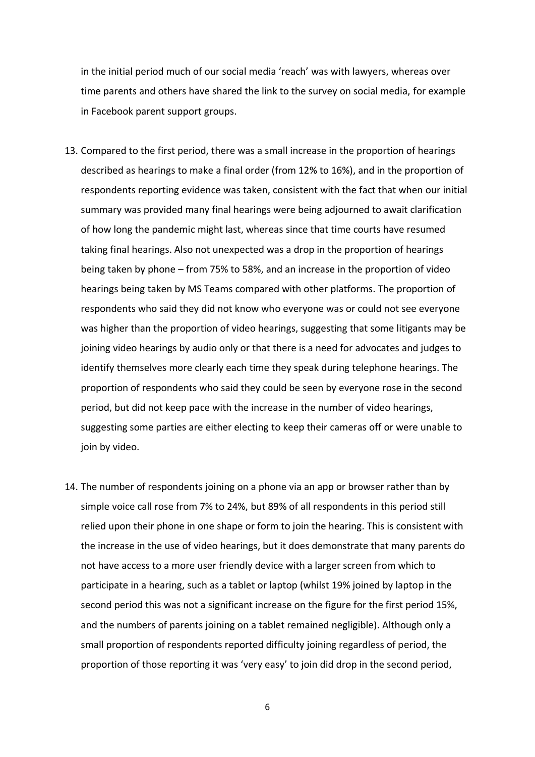in the initial period much of our social media 'reach' was with lawyers, whereas over time parents and others have shared the link to the survey on social media, for example in Facebook parent support groups.

13. Compared to the first period, there was a small increase in the proportion of hearings described as hearings to make a final order (from 12% to 16%), and in the proportion of respondents reporting evidence was taken, consistent with the fact that when our initial summary was provided many final hearings were being adjourned to await clarification of how long the pandemic might last, whereas since that time courts have resumed taking final hearings. Also not unexpected was a drop in the proportion of hearings being taken by phone – from 75% to 58%, and an increase in the proportion of video hearings being taken by MS Teams compared with other platforms. The proportion of respondents who said they did not know who everyone was or could not see everyone was higher than the proportion of video hearings, suggesting that some litigants may be joining video hearings by audio only or that there is a need for advocates and judges to identify themselves more clearly each time they speak during telephone hearings. The proportion of respondents who said they could be seen by everyone rose in the second period, but did not keep pace with the increase in the number of video hearings, suggesting some parties are either electing to keep their cameras off or were unable to join by video.

14. The number of respondents joining on a phone via an app or browser rather than by simple voice call rose from 7% to 24%, but 89% of all respondents in this period still relied upon their phone in one shape or form to join the hearing. This is consistent with the increase in the use of video hearings, but it does demonstrate that many parents do not have access to a more user friendly device with a larger screen from which to participate in a hearing, such as a tablet or laptop (whilst 19% joined by laptop in the second period this was not a significant increase on the figure for the first period 15%, and the numbers of parents joining on a tablet remained negligible). Although only a small proportion of respondents reported difficulty joining regardless of period, the proportion of those reporting it was 'very easy' to join did drop in the second period,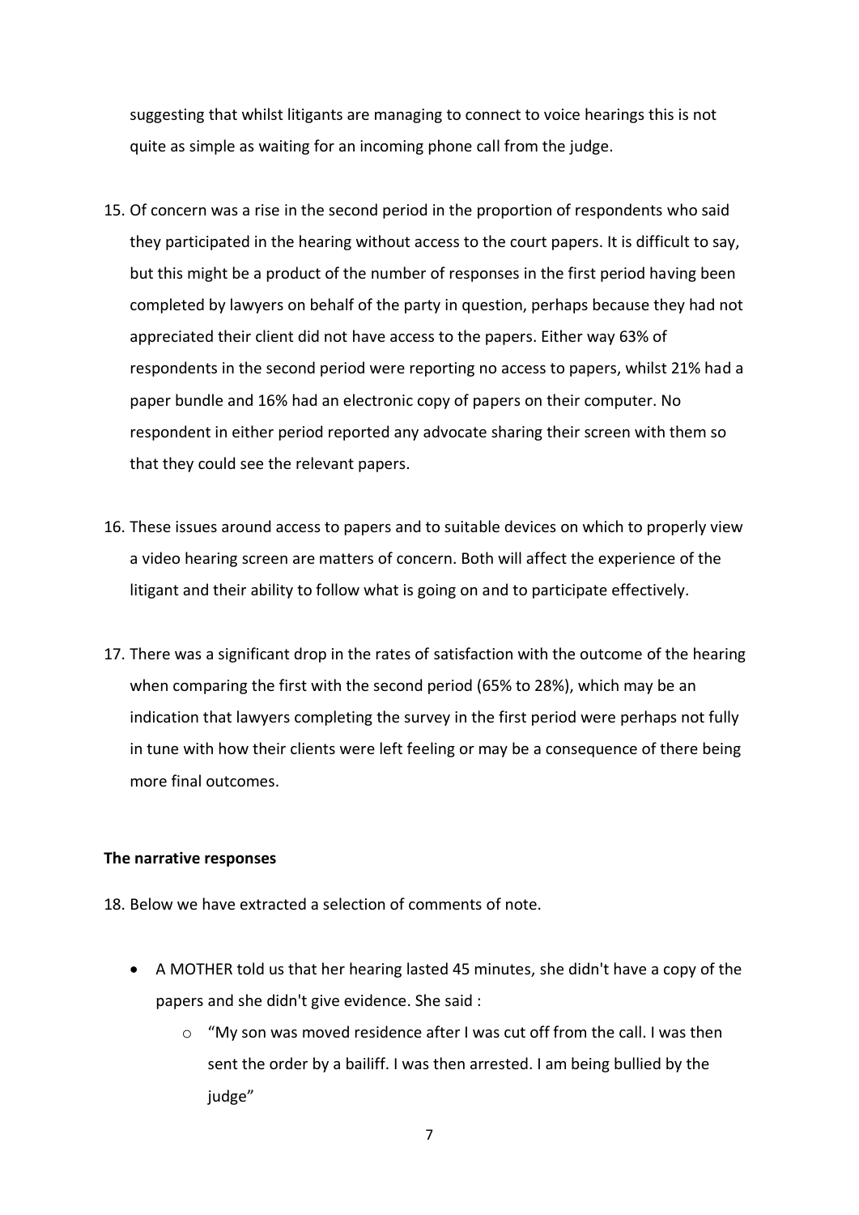suggesting that whilst litigants are managing to connect to voice hearings this is not quite as simple as waiting for an incoming phone call from the judge.

15. Of concern was a rise in the second period in the proportion of respondents who said they participated in the hearing without access to the court papers. It is difficult to say, but this might be a product of the number of responses in the first period having been completed by lawyers on behalf of the party in question, perhaps because they had not appreciated their client did not have access to the papers. Either way 63% of respondents in the second period were reporting no access to papers, whilst 21% had a paper bundle and 16% had an electronic copy of papers on their computer. No respondent in either period reported any advocate sharing their screen with them so that they could see the relevant papers.

16. These issues around access to papers and to suitable devices on which to properly view a video hearing screen are matters of concern. Both will affect the experience of the litigant and their ability to follow what is going on and to participate effectively.

17. There was a significant drop in the rates of satisfaction with the outcome of the hearing when comparing the first with the second period (65% to 28%), which may be an indication that lawyers completing the survey in the first period were perhaps not fully in tune with how their clients were left feeling or may be a consequence of there being more final outcomes.

**The narrative responses**

18. Below we have extracted a selection of comments of note.

- A MOTHER told us that her hearing lasted 45 minutes, she didn't have a copy of the papers and she didn't give evidence. She said :
    - "My son was moved residence after I was cut off from the call. I was then sent the order by a bailiff. I was then arrested. I am being bullied by the judge"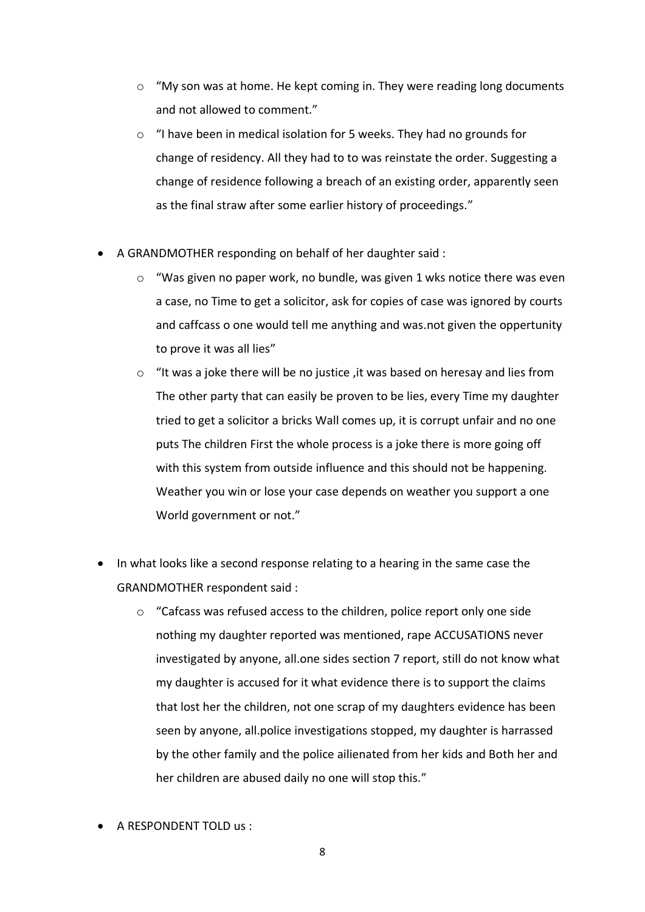- "My son was at home. He kept coming in. They were reading long documents and not allowed to comment."
  - "I have been in medical isolation for 5 weeks. They had no grounds for change of residency. All they had to to was reinstate the order. Suggesting a change of residence following a breach of an existing order, apparently seen as the final straw after some earlier history of proceedings."

- A GRANDMOTHER responding on behalf of her daughter said :
  - "Was given no paper work, no bundle, was given 1 wks notice there was even a case, no Time to get a solicitor, ask for copies of case was ignored by courts and caffcass o one would tell me anything and was.not given the oppertunity to prove it was all lies"
  - "It was a joke there will be no justice ,it was based on heresay and lies from The other party that can easily be proven to be lies, every Time my daughter tried to get a solicitor a bricks Wall comes up, it is corrupt unfair and no one puts The children First the whole process is a joke there is more going off with this system from outside influence and this should not be happening. Weather you win or lose your case depends on weather you support a one World government or not."

- In what looks like a second response relating to a hearing in the same case the GRANDMOTHER respondent said :
  - "Cafcass was refused access to the children, police report only one side nothing my daughter reported was mentioned, rape ACCUSATIONS never investigated by anyone, all.one sides section 7 report, still do not know what my daughter is accused for it what evidence there is to support the claims that lost her the children, not one scrap of my daughters evidence has been seen by anyone, all.police investigations stopped, my daughter is harrassed by the other family and the police ailienated from her kids and Both her and her children are abused daily no one will stop this."

- A RESPONDENT TOLD us :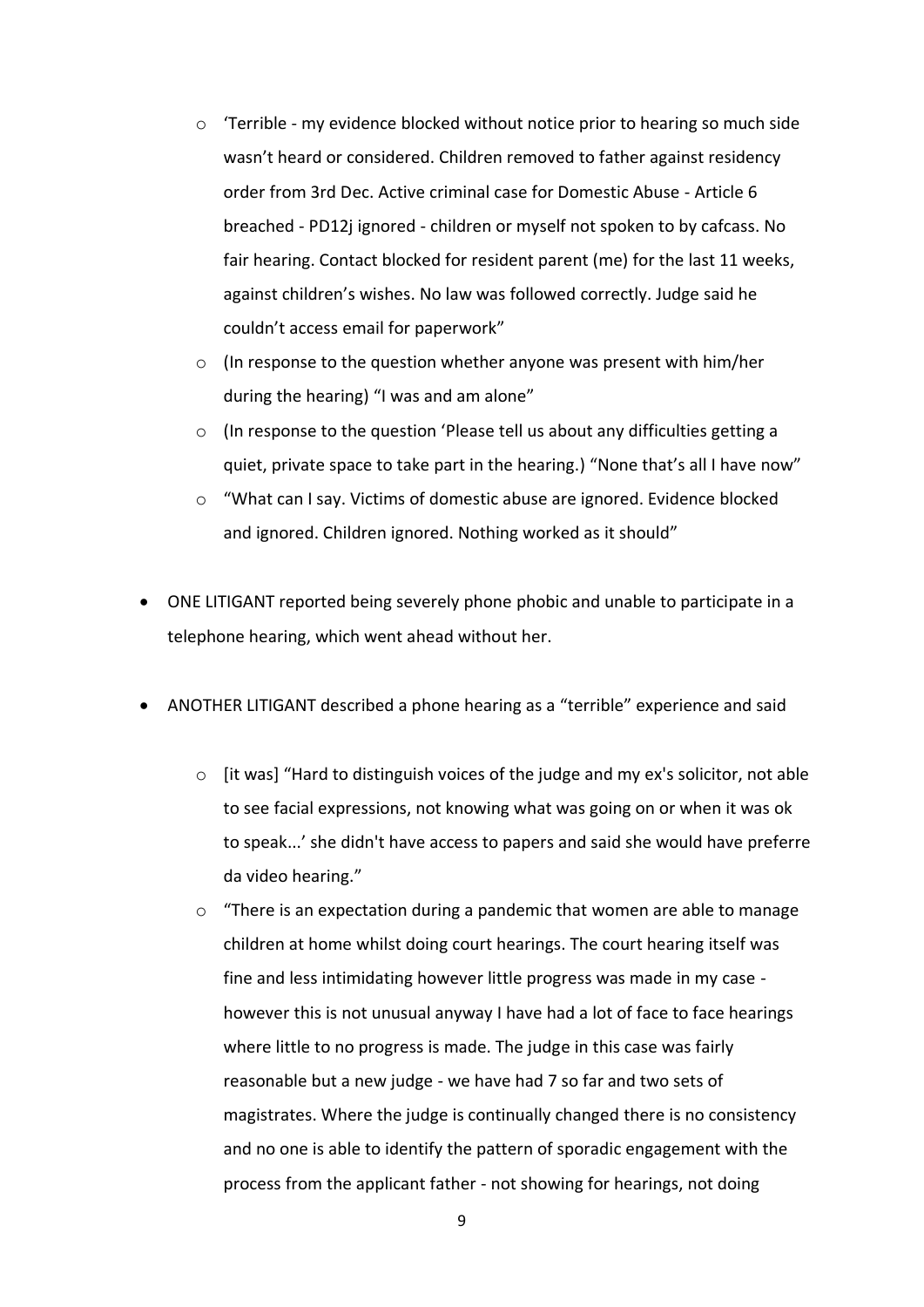- 'Terrible - my evidence blocked without notice prior to hearing so much side wasn't heard or considered. Children removed to father against residency order from 3rd Dec. Active criminal case for Domestic Abuse - Article 6 breached - PD12j ignored - children or myself not spoken to by cafcass. No fair hearing. Contact blocked for resident parent (me) for the last 11 weeks, against children's wishes. No law was followed correctly. Judge said he couldn't access email for paperwork"
  - (In response to the question whether anyone was present with him/her during the hearing) "I was and am alone"
  - (In response to the question 'Please tell us about any difficulties getting a quiet, private space to take part in the hearing.) "None that's all I have now"
  - "What can I say. Victims of domestic abuse are ignored. Evidence blocked and ignored. Children ignored. Nothing worked as it should"

- ONE LITIGANT reported being severely phone phobic and unable to participate in a telephone hearing, which went ahead without her.

- ANOTHER LITIGANT described a phone hearing as a "terrible" experience and said

  - [it was] "Hard to distinguish voices of the judge and my ex's solicitor, not able to see facial expressions, not knowing what was going on or when it was ok to speak...' she didn't have access to papers and said she would have preferre da video hearing."
  - "There is an expectation during a pandemic that women are able to manage children at home whilst doing court hearings. The court hearing itself was fine and less intimidating however little progress was made in my case - however this is not unusual anyway I have had a lot of face to face hearings where little to no progress is made. The judge in this case was fairly reasonable but a new judge - we have had 7 so far and two sets of magistrates. Where the judge is continually changed there is no consistency and no one is able to identify the pattern of sporadic engagement with the process from the applicant father - not showing for hearings, not doing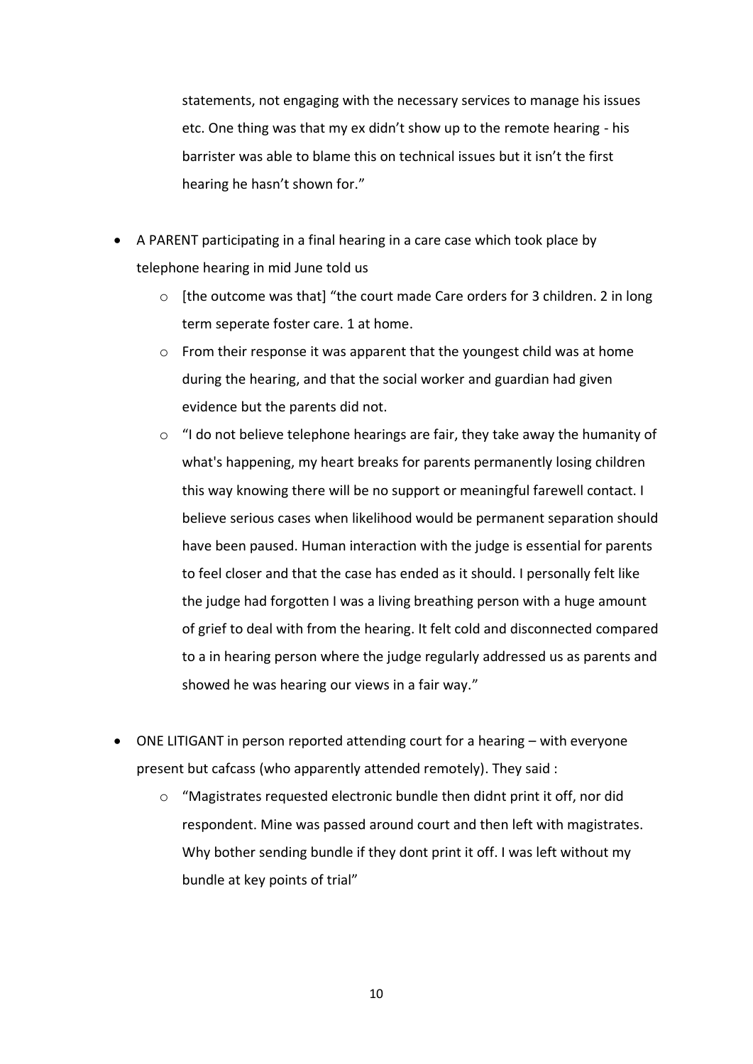statements, not engaging with the necessary services to manage his issues etc. One thing was that my ex didn't show up to the remote hearing - his barrister was able to blame this on technical issues but it isn't the first hearing he hasn't shown for."

- A PARENT participating in a final hearing in a care case which took place by telephone hearing in mid June told us
  - [the outcome was that] "the court made Care orders for 3 children. 2 in long term seperate foster care. 1 at home.
  - From their response it was apparent that the youngest child was at home during the hearing, and that the social worker and guardian had given evidence but the parents did not.
  - "I do not believe telephone hearings are fair, they take away the humanity of what's happening, my heart breaks for parents permanently losing children this way knowing there will be no support or meaningful farewell contact. I believe serious cases when likelihood would be permanent separation should have been paused. Human interaction with the judge is essential for parents to feel closer and that the case has ended as it should. I personally felt like the judge had forgotten I was a living breathing person with a huge amount of grief to deal with from the hearing. It felt cold and disconnected compared to a in hearing person where the judge regularly addressed us as parents and showed he was hearing our views in a fair way."

- ONE LITIGANT in person reported attending court for a hearing – with everyone present but cafcass (who apparently attended remotely). They said :
  - "Magistrates requested electronic bundle then didnt print it off, nor did respondent. Mine was passed around court and then left with magistrates. Why bother sending bundle if they dont print it off. I was left without my bundle at key points of trial"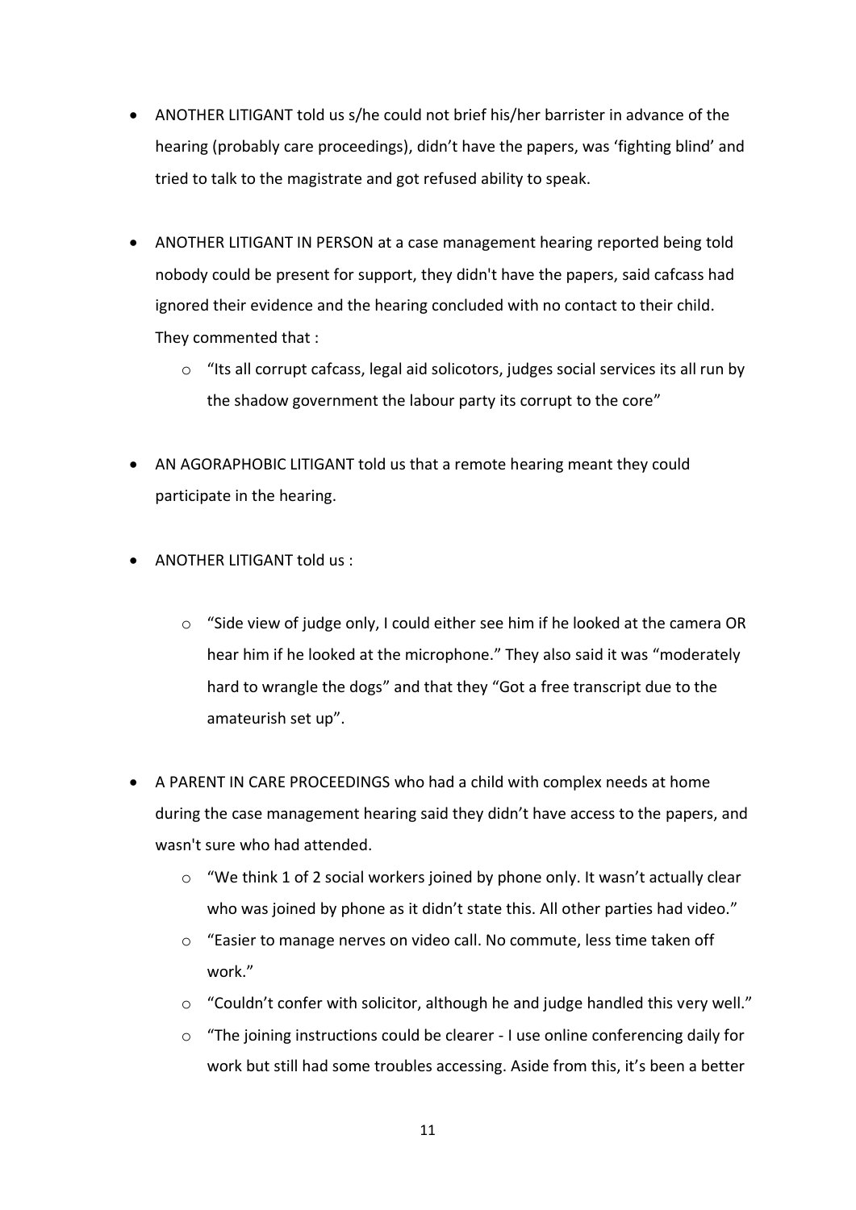- ANOTHER LITIGANT told us s/he could not brief his/her barrister in advance of the hearing (probably care proceedings), didn't have the papers, was 'fighting blind' and tried to talk to the magistrate and got refused ability to speak.

- ANOTHER LITIGANT IN PERSON at a case management hearing reported being told nobody could be present for support, they didn't have the papers, said cafcass had ignored their evidence and the hearing concluded with no contact to their child. They commented that :
  - "Its all corrupt cafcass, legal aid solicotors, judges social services its all run by the shadow government the labour party its corrupt to the core"

- AN AGORAPHOBIC LITIGANT told us that a remote hearing meant they could participate in the hearing.

- ANOTHER LITIGANT told us :
  - "Side view of judge only, I could either see him if he looked at the camera OR hear him if he looked at the microphone." They also said it was "moderately hard to wrangle the dogs" and that they "Got a free transcript due to the amateurish set up".

- A PARENT IN CARE PROCEEDINGS who had a child with complex needs at home during the case management hearing said they didn't have access to the papers, and wasn't sure who had attended.
  - "We think 1 of 2 social workers joined by phone only. It wasn't actually clear who was joined by phone as it didn't state this. All other parties had video."
  - "Easier to manage nerves on video call. No commute, less time taken off work."
  - "Couldn't confer with solicitor, although he and judge handled this very well."
  - "The joining instructions could be clearer - I use online conferencing daily for work but still had some troubles accessing. Aside from this, it's been a better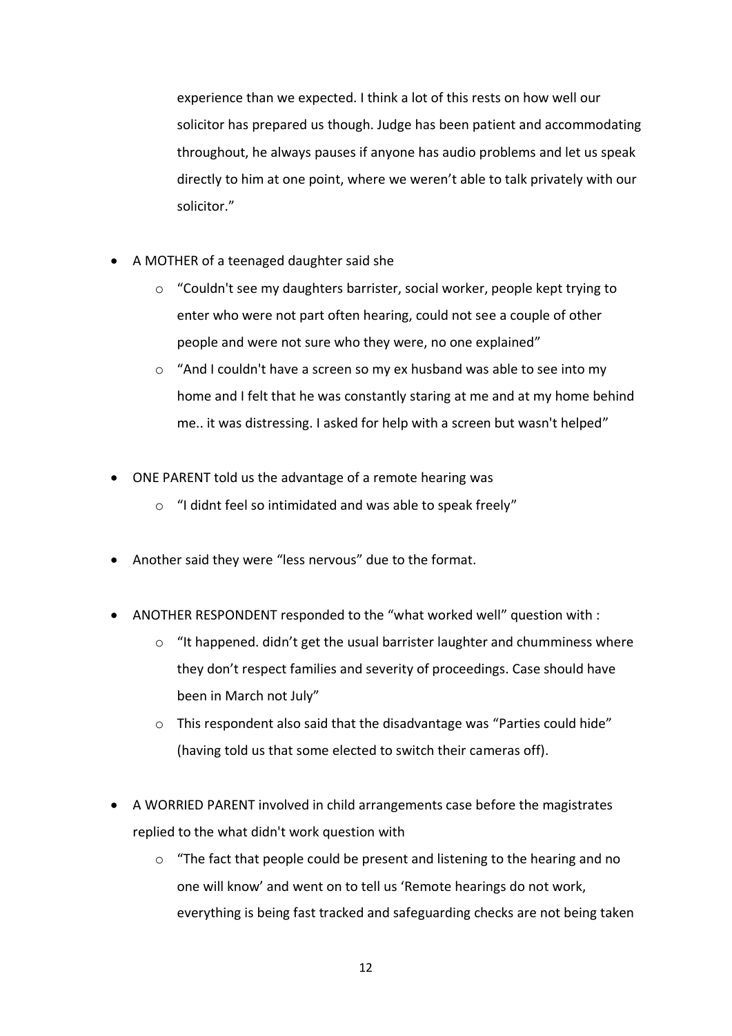experience than we expected. I think a lot of this rests on how well our solicitor has prepared us though. Judge has been patient and accommodating throughout, he always pauses if anyone has audio problems and let us speak directly to him at one point, where we weren't able to talk privately with our solicitor."

- A MOTHER of a teenaged daughter said she
    - "Couldn't see my daughters barrister, social worker, people kept trying to enter who were not part often hearing, could not see a couple of other people and were not sure who they were, no one explained"
    - "And I couldn't have a screen so my ex husband was able to see into my home and I felt that he was constantly staring at me and at my home behind me.. it was distressing. I asked for help with a screen but wasn't helped"

- ONE PARENT told us the advantage of a remote hearing was
    - "I didnt feel so intimidated and was able to speak freely"

- Another said they were "less nervous" due to the format.

- ANOTHER RESPONDENT responded to the "what worked well" question with :
    - "It happened. didn't get the usual barrister laughter and chumminess where they don't respect families and severity of proceedings. Case should have been in March not July"
    - This respondent also said that the disadvantage was "Parties could hide" (having told us that some elected to switch their cameras off).

- A WORRIED PARENT involved in child arrangements case before the magistrates replied to the what didn't work question with
    - "The fact that people could be present and listening to the hearing and no one will know' and went on to tell us 'Remote hearings do not work, everything is being fast tracked and safeguarding checks are not being taken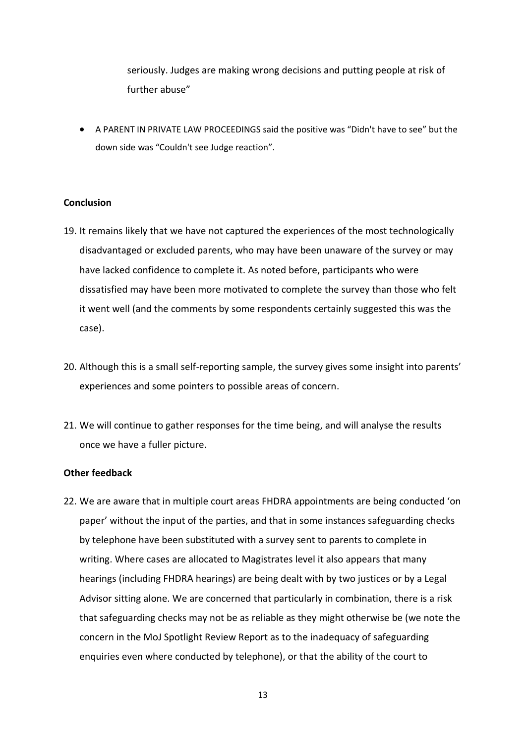seriously. Judges are making wrong decisions and putting people at risk of further abuse"

- A PARENT IN PRIVATE LAW PROCEEDINGS said the positive was "Didn't have to see" but the down side was "Couldn't see Judge reaction".

**Conclusion**

19. It remains likely that we have not captured the experiences of the most technologically disadvantaged or excluded parents, who may have been unaware of the survey or may have lacked confidence to complete it. As noted before, participants who were dissatisfied may have been more motivated to complete the survey than those who felt it went well (and the comments by some respondents certainly suggested this was the case).

20. Although this is a small self-reporting sample, the survey gives some insight into parents' experiences and some pointers to possible areas of concern.

21. We will continue to gather responses for the time being, and will analyse the results once we have a fuller picture.

**Other feedback**

22. We are aware that in multiple court areas FHDRA appointments are being conducted 'on paper' without the input of the parties, and that in some instances safeguarding checks by telephone have been substituted with a survey sent to parents to complete in writing. Where cases are allocated to Magistrates level it also appears that many hearings (including FHDRA hearings) are being dealt with by two justices or by a Legal Advisor sitting alone. We are concerned that particularly in combination, there is a risk that safeguarding checks may not be as reliable as they might otherwise be (we note the concern in the MoJ Spotlight Review Report as to the inadequacy of safeguarding enquiries even where conducted by telephone), or that the ability of the court to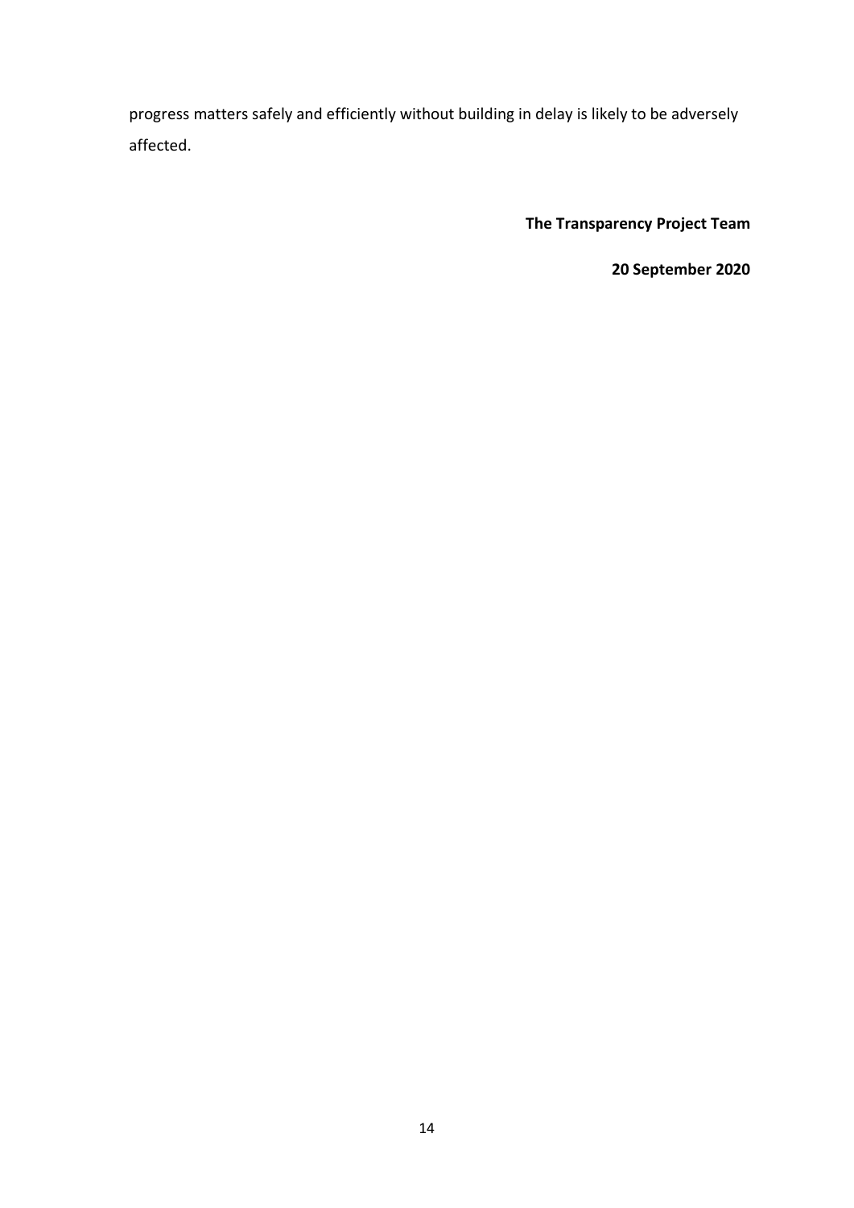progress matters safely and efficiently without building in delay is likely to be adversely affected.

**The Transparency Project Team**

**20 September 2020**